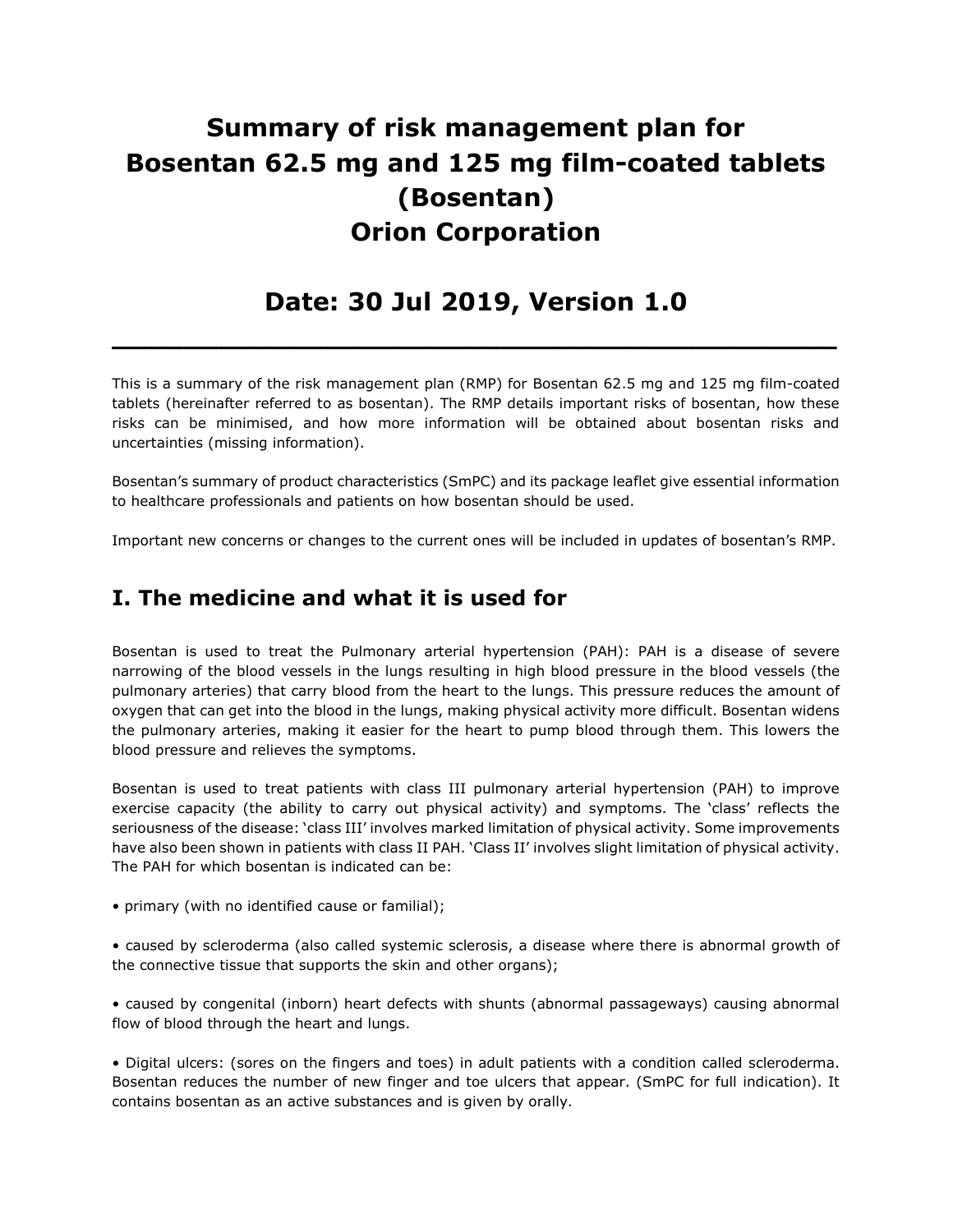# Summary of risk management plan for Bosentan 62.5 mg and 125 mg film-coated tablets (Bosentan) Orion Corporation

## Date: 30 Jul 2019, Version 1.0

---

This is a summary of the risk management plan (RMP) for Bosentan 62.5 mg and 125 mg film-coated tablets (hereinafter referred to as bosentan). The RMP details important risks of bosentan, how these risks can be minimised, and how more information will be obtained about bosentan risks and uncertainties (missing information).

Bosentan's summary of product characteristics (SmPC) and its package leaflet give essential information to healthcare professionals and patients on how bosentan should be used.

Important new concerns or changes to the current ones will be included in updates of bosentan's RMP.

## I. The medicine and what it is used for

Bosentan is used to treat the Pulmonary arterial hypertension (PAH): PAH is a disease of severe narrowing of the blood vessels in the lungs resulting in high blood pressure in the blood vessels (the pulmonary arteries) that carry blood from the heart to the lungs. This pressure reduces the amount of oxygen that can get into the blood in the lungs, making physical activity more difficult. Bosentan widens the pulmonary arteries, making it easier for the heart to pump blood through them. This lowers the blood pressure and relieves the symptoms.

Bosentan is used to treat patients with class III pulmonary arterial hypertension (PAH) to improve exercise capacity (the ability to carry out physical activity) and symptoms. The 'class' reflects the seriousness of the disease: 'class III' involves marked limitation of physical activity. Some improvements have also been shown in patients with class II PAH. 'Class II' involves slight limitation of physical activity. The PAH for which bosentan is indicated can be:

• primary (with no identified cause or familial);

• caused by scleroderma (also called systemic sclerosis, a disease where there is abnormal growth of the connective tissue that supports the skin and other organs);

• caused by congenital (inborn) heart defects with shunts (abnormal passageways) causing abnormal flow of blood through the heart and lungs.

• Digital ulcers: (sores on the fingers and toes) in adult patients with a condition called scleroderma. Bosentan reduces the number of new finger and toe ulcers that appear. (SmPC for full indication). It contains bosentan as an active substances and is given by orally.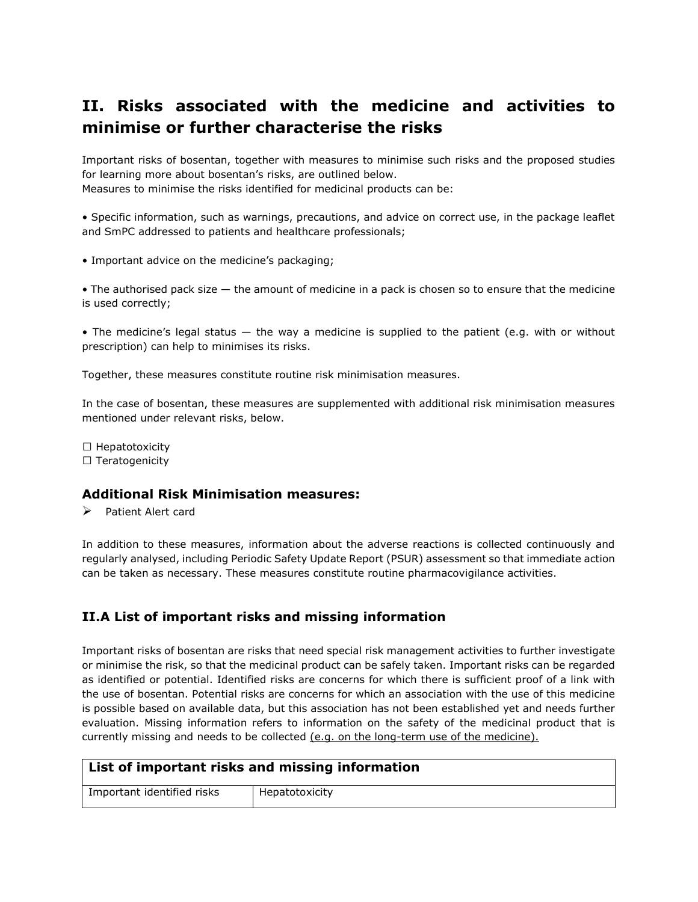## II. Risks associated with the medicine and activities to minimise or further characterise the risks

Important risks of bosentan, together with measures to minimise such risks and the proposed studies for learning more about bosentan's risks, are outlined below.
Measures to minimise the risks identified for medicinal products can be:

• Specific information, such as warnings, precautions, and advice on correct use, in the package leaflet and SmPC addressed to patients and healthcare professionals;

• Important advice on the medicine's packaging;

• The authorised pack size — the amount of medicine in a pack is chosen so to ensure that the medicine is used correctly;

• The medicine's legal status — the way a medicine is supplied to the patient (e.g. with or without prescription) can help to minimises its risks.

Together, these measures constitute routine risk minimisation measures.

In the case of bosentan, these measures are supplemented with additional risk minimisation measures mentioned under relevant risks, below.

☐ Hepatotoxicity
☐ Teratogenicity

### Additional Risk Minimisation measures:

➢ Patient Alert card

In addition to these measures, information about the adverse reactions is collected continuously and regularly analysed, including Periodic Safety Update Report (PSUR) assessment so that immediate action can be taken as necessary. These measures constitute routine pharmacovigilance activities.

### II.A List of important risks and missing information

Important risks of bosentan are risks that need special risk management activities to further investigate or minimise the risk, so that the medicinal product can be safely taken. Important risks can be regarded as identified or potential. Identified risks are concerns for which there is sufficient proof of a link with the use of bosentan. Potential risks are concerns for which an association with the use of this medicine is possible based on available data, but this association has not been established yet and needs further evaluation. Missing information refers to information on the safety of the medicinal product that is currently missing and needs to be collected (e.g. on the long-term use of the medicine).

| **List of important risks and missing information** | |
|---|---|
| Important identified risks | Hepatotoxicity |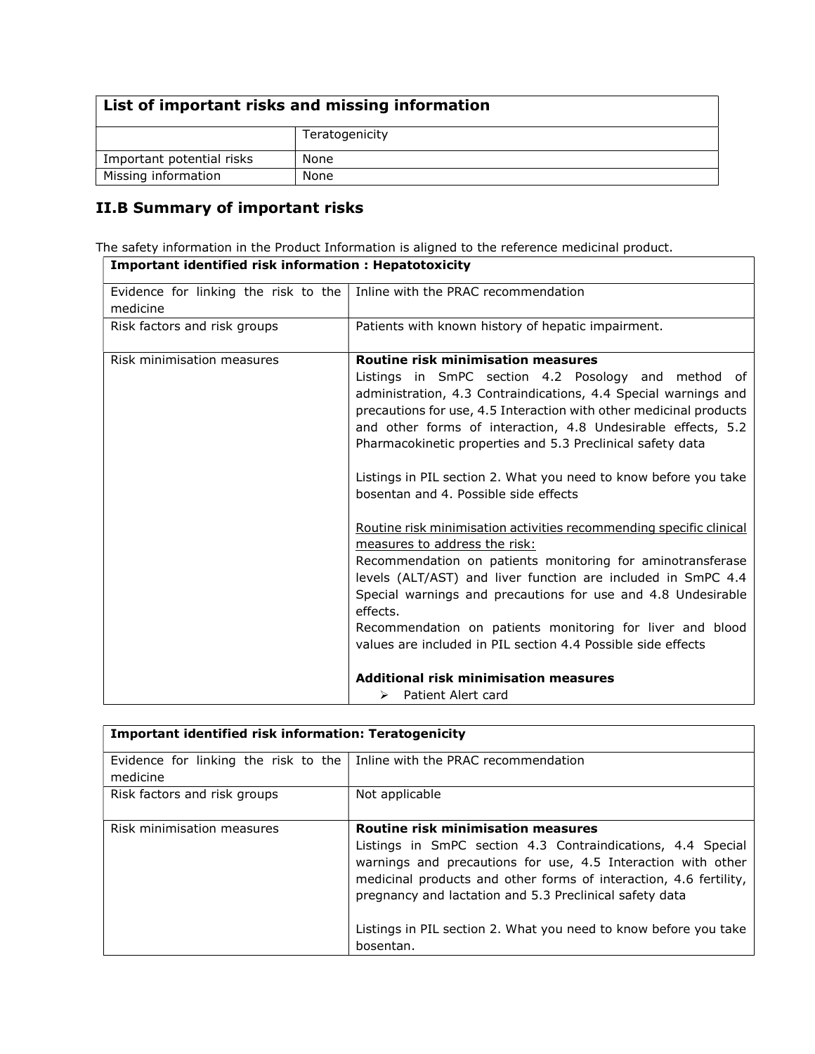| List of important risks and missing information | |
|---|---|
| | Teratogenicity |
| Important potential risks | None |
| Missing information | None |

## II.B Summary of important risks

The safety information in the Product Information is aligned to the reference medicinal product.

| Important identified risk information : Hepatotoxicity | |
|---|---|
| Evidence for linking the risk to the medicine | Inline with the PRAC recommendation |
| Risk factors and risk groups | Patients with known history of hepatic impairment. |
| Risk minimisation measures | **Routine risk minimisation measures**<br>Listings in SmPC section 4.2 Posology and method of administration, 4.3 Contraindications, 4.4 Special warnings and precautions for use, 4.5 Interaction with other medicinal products and other forms of interaction, 4.8 Undesirable effects, 5.2 Pharmacokinetic properties and 5.3 Preclinical safety data<br><br>Listings in PIL section 2. What you need to know before you take bosentan and 4. Possible side effects<br><br><u>Routine risk minimisation activities recommending specific clinical measures to address the risk:</u><br>Recommendation on patients monitoring for aminotransferase levels (ALT/AST) and liver function are included in SmPC 4.4 Special warnings and precautions for use and 4.8 Undesirable effects.<br>Recommendation on patients monitoring for liver and blood values are included in PIL section 4.4 Possible side effects<br><br>**Additional risk minimisation measures**<br>➢ Patient Alert card |

| Important identified risk information: Teratogenicity | |
|---|---|
| Evidence for linking the risk to the medicine | Inline with the PRAC recommendation |
| Risk factors and risk groups | Not applicable |
| Risk minimisation measures | **Routine risk minimisation measures**<br>Listings in SmPC section 4.3 Contraindications, 4.4 Special warnings and precautions for use, 4.5 Interaction with other medicinal products and other forms of interaction, 4.6 fertility, pregnancy and lactation and 5.3 Preclinical safety data<br><br>Listings in PIL section 2. What you need to know before you take bosentan. |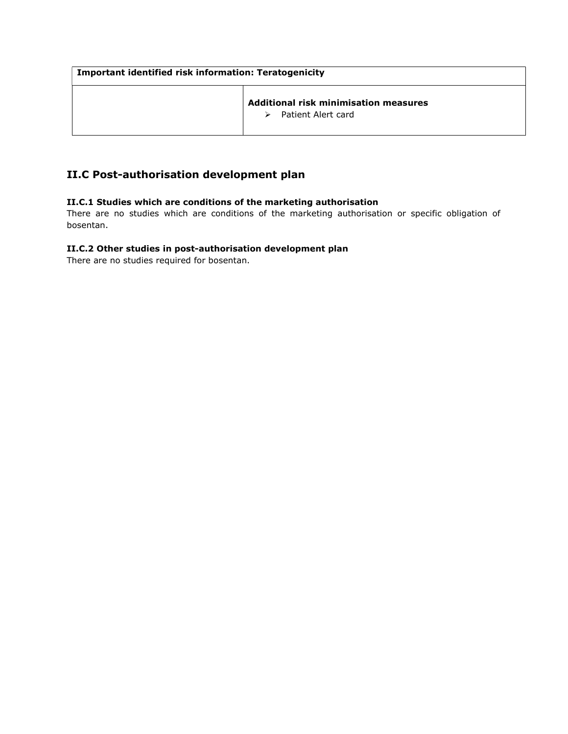| Important identified risk information: Teratogenicity | |
| --- | --- |
| | **Additional risk minimisation measures**<br>➢ Patient Alert card |

## II.C Post-authorisation development plan

### II.C.1 Studies which are conditions of the marketing authorisation

There are no studies which are conditions of the marketing authorisation or specific obligation of bosentan.

### II.C.2 Other studies in post-authorisation development plan

There are no studies required for bosentan.